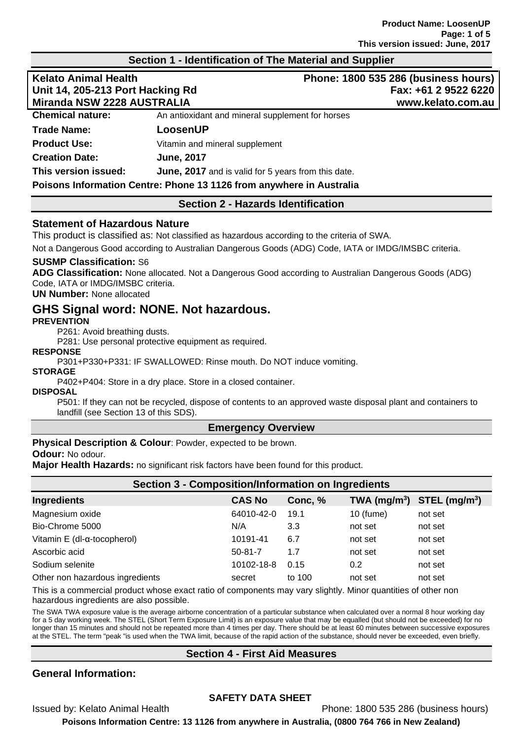## Section 1 - Identification of The Material and Supplier

**Kelato Animal Health**
**Unit 14, 205-213 Port Hacking Rd**
**Miranda NSW 2228 AUSTRALIA**

**Phone: 1800 535 286 (business hours)**
**Fax: +61 2 9522 6220**
**www.kelato.com.au**

**Chemical nature:** An antioxidant and mineral supplement for horses

**Trade Name:** **LoosenUP**

**Product Use:** Vitamin and mineral supplement

**Creation Date:** **June, 2017**

**This version issued:** **June, 2017** and is valid for 5 years from this date.

**Poisons Information Centre: Phone 13 1126 from anywhere in Australia**

## Section 2 - Hazards Identification

### Statement of Hazardous Nature

This product is classified as: Not classified as hazardous according to the criteria of SWA.

Not a Dangerous Good according to Australian Dangerous Goods (ADG) Code, IATA or IMDG/IMSBC criteria.

**SUSMP Classification:** S6

**ADG Classification:** None allocated. Not a Dangerous Good according to Australian Dangerous Goods (ADG) Code, IATA or IMDG/IMSBC criteria.

**UN Number:** None allocated

## GHS Signal word: NONE. Not hazardous.

**PREVENTION**

P261: Avoid breathing dusts.

P281: Use personal protective equipment as required.

**RESPONSE**

P301+P330+P331: IF SWALLOWED: Rinse mouth. Do NOT induce vomiting.

**STORAGE**

P402+P404: Store in a dry place. Store in a closed container.

**DISPOSAL**

P501: If they can not be recycled, dispose of contents to an approved waste disposal plant and containers to landfill (see Section 13 of this SDS).

### Emergency Overview

**Physical Description & Colour**: Powder, expected to be brown.

**Odour:** No odour.

**Major Health Hazards:** no significant risk factors have been found for this product.

## Section 3 - Composition/Information on Ingredients

| Ingredients | CAS No | Conc, % | TWA ($mg/m^3$) | STEL ($mg/m^3$) |
|---|---|---|---|---|
| Magnesium oxide | 64010-42-0 | 19.1 | 10 (fume) | not set |
| Bio-Chrome 5000 | N/A | 3.3 | not set | not set |
| Vitamin E (dl-α-tocopherol) | 10191-41 | 6.7 | not set | not set |
| Ascorbic acid | 50-81-7 | 1.7 | not set | not set |
| Sodium selenite | 10102-18-8 | 0.15 | 0.2 | not set |
| Other non hazardous ingredients | secret | to 100 | not set | not set |

This is a commercial product whose exact ratio of components may vary slightly. Minor quantities of other non hazardous ingredients are also possible.

The SWA TWA exposure value is the average airborne concentration of a particular substance when calculated over a normal 8 hour working day for a 5 day working week. The STEL (Short Term Exposure Limit) is an exposure value that may be equalled (but should not be exceeded) for no longer than 15 minutes and should not be repeated more than 4 times per day. There should be at least 60 minutes between successive exposures at the STEL. The term "peak "is used when the TWA limit, because of the rapid action of the substance, should never be exceeded, even briefly.

## Section 4 - First Aid Measures

### General Information: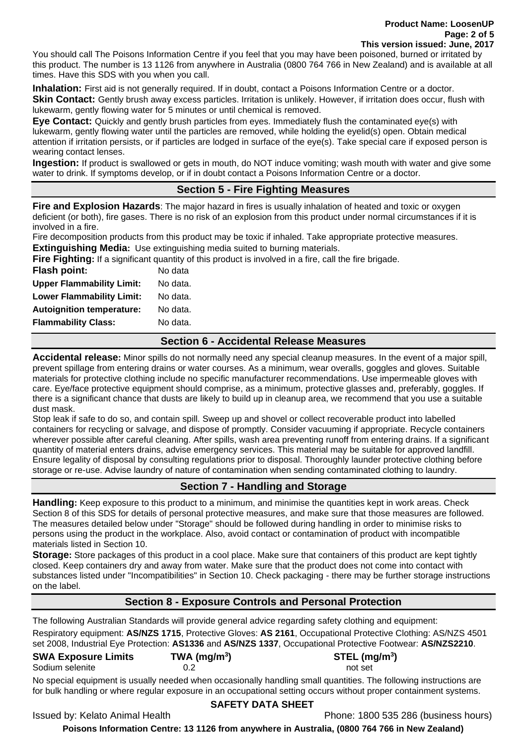You should call The Poisons Information Centre if you feel that you may have been poisoned, burned or irritated by this product. The number is 13 1126 from anywhere in Australia (0800 764 766 in New Zealand) and is available at all times. Have this SDS with you when you call.

**Inhalation:** First aid is not generally required. If in doubt, contact a Poisons Information Centre or a doctor.
**Skin Contact:** Gently brush away excess particles. Irritation is unlikely. However, if irritation does occur, flush with lukewarm, gently flowing water for 5 minutes or until chemical is removed.
**Eye Contact:** Quickly and gently brush particles from eyes. Immediately flush the contaminated eye(s) with lukewarm, gently flowing water until the particles are removed, while holding the eyelid(s) open. Obtain medical attention if irritation persists, or if particles are lodged in surface of the eye(s). Take special care if exposed person is wearing contact lenses.
**Ingestion:** If product is swallowed or gets in mouth, do NOT induce vomiting; wash mouth with water and give some water to drink. If symptoms develop, or if in doubt contact a Poisons Information Centre or a doctor.

## Section 5 - Fire Fighting Measures

**Fire and Explosion Hazards**: The major hazard in fires is usually inhalation of heated and toxic or oxygen deficient (or both), fire gases. There is no risk of an explosion from this product under normal circumstances if it is involved in a fire.
Fire decomposition products from this product may be toxic if inhaled. Take appropriate protective measures.
**Extinguishing Media:** Use extinguishing media suited to burning materials.
**Fire Fighting:** If a significant quantity of this product is involved in a fire, call the fire brigade.

| | |
|---|---|
| **Flash point:** | No data |
| **Upper Flammability Limit:** | No data. |
| **Lower Flammability Limit:** | No data. |
| **Autoignition temperature:** | No data. |
| **Flammability Class:** | No data. |

## Section 6 - Accidental Release Measures

**Accidental release:** Minor spills do not normally need any special cleanup measures. In the event of a major spill, prevent spillage from entering drains or water courses. As a minimum, wear overalls, goggles and gloves. Suitable materials for protective clothing include no specific manufacturer recommendations. Use impermeable gloves with care. Eye/face protective equipment should comprise, as a minimum, protective glasses and, preferably, goggles. If there is a significant chance that dusts are likely to build up in cleanup area, we recommend that you use a suitable dust mask.
Stop leak if safe to do so, and contain spill. Sweep up and shovel or collect recoverable product into labelled containers for recycling or salvage, and dispose of promptly. Consider vacuuming if appropriate. Recycle containers wherever possible after careful cleaning. After spills, wash area preventing runoff from entering drains. If a significant quantity of material enters drains, advise emergency services. This material may be suitable for approved landfill. Ensure legality of disposal by consulting regulations prior to disposal. Thoroughly launder protective clothing before storage or re-use. Advise laundry of nature of contamination when sending contaminated clothing to laundry.

## Section 7 - Handling and Storage

**Handling:** Keep exposure to this product to a minimum, and minimise the quantities kept in work areas. Check Section 8 of this SDS for details of personal protective measures, and make sure that those measures are followed. The measures detailed below under "Storage" should be followed during handling in order to minimise risks to persons using the product in the workplace. Also, avoid contact or contamination of product with incompatible materials listed in Section 10.
**Storage:** Store packages of this product in a cool place. Make sure that containers of this product are kept tightly closed. Keep containers dry and away from water. Make sure that the product does not come into contact with substances listed under "Incompatibilities" in Section 10. Check packaging - there may be further storage instructions on the label.

## Section 8 - Exposure Controls and Personal Protection

The following Australian Standards will provide general advice regarding safety clothing and equipment:
Respiratory equipment: **AS/NZS 1715**, Protective Gloves: **AS 2161**, Occupational Protective Clothing: AS/NZS 4501 set 2008, Industrial Eye Protection: **AS1336** and **AS/NZS 1337**, Occupational Protective Footwear: **AS/NZS2210**.

| **SWA Exposure Limits** | **TWA ($mg/m^3$)** | **STEL ($mg/m^3$)** |
|---|---|---|
| Sodium selenite | 0.2 | not set |

No special equipment is usually needed when occasionally handling small quantities. The following instructions are for bulk handling or where regular exposure in an occupational setting occurs without proper containment systems.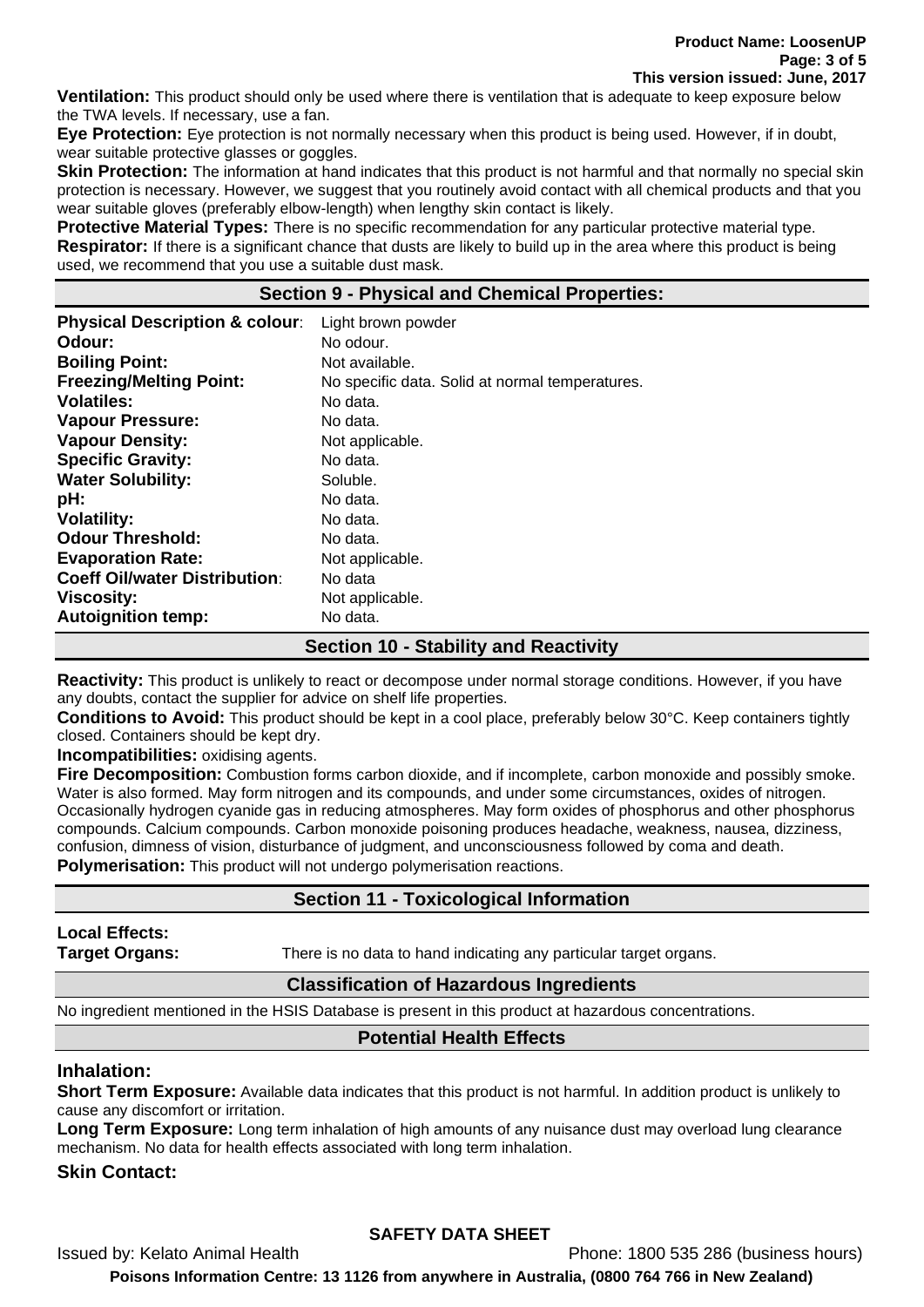**Ventilation:** This product should only be used where there is ventilation that is adequate to keep exposure below the TWA levels. If necessary, use a fan.

**Eye Protection:** Eye protection is not normally necessary when this product is being used. However, if in doubt, wear suitable protective glasses or goggles.

**Skin Protection:** The information at hand indicates that this product is not harmful and that normally no special skin protection is necessary. However, we suggest that you routinely avoid contact with all chemical products and that you wear suitable gloves (preferably elbow-length) when lengthy skin contact is likely.

**Protective Material Types:** There is no specific recommendation for any particular protective material type.

**Respirator:** If there is a significant chance that dusts are likely to build up in the area where this product is being used, we recommend that you use a suitable dust mask.

## Section 9 - Physical and Chemical Properties:

| | |
|---|---|
| **Physical Description & colour**: | Light brown powder |
| **Odour:** | No odour. |
| **Boiling Point:** | Not available. |
| **Freezing/Melting Point:** | No specific data. Solid at normal temperatures. |
| **Volatiles:** | No data. |
| **Vapour Pressure:** | No data. |
| **Vapour Density:** | Not applicable. |
| **Specific Gravity:** | No data. |
| **Water Solubility:** | Soluble. |
| **pH:** | No data. |
| **Volatility:** | No data. |
| **Odour Threshold:** | No data. |
| **Evaporation Rate:** | Not applicable. |
| **Coeff Oil/water Distribution**: | No data |
| **Viscosity:** | Not applicable. |
| **Autoignition temp:** | No data. |

## Section 10 - Stability and Reactivity

**Reactivity:** This product is unlikely to react or decompose under normal storage conditions. However, if you have any doubts, contact the supplier for advice on shelf life properties.

**Conditions to Avoid:** This product should be kept in a cool place, preferably below 30°C. Keep containers tightly closed. Containers should be kept dry.

**Incompatibilities:** oxidising agents.

**Fire Decomposition:** Combustion forms carbon dioxide, and if incomplete, carbon monoxide and possibly smoke. Water is also formed. May form nitrogen and its compounds, and under some circumstances, oxides of nitrogen. Occasionally hydrogen cyanide gas in reducing atmospheres. May form oxides of phosphorus and other phosphorus compounds. Calcium compounds. Carbon monoxide poisoning produces headache, weakness, nausea, dizziness, confusion, dimness of vision, disturbance of judgment, and unconsciousness followed by coma and death.

**Polymerisation:** This product will not undergo polymerisation reactions.

## Section 11 - Toxicological Information

**Local Effects:**

**Target Organs:** There is no data to hand indicating any particular target organs.

### Classification of Hazardous Ingredients

No ingredient mentioned in the HSIS Database is present in this product at hazardous concentrations.

### Potential Health Effects

### Inhalation:

**Short Term Exposure:** Available data indicates that this product is not harmful. In addition product is unlikely to cause any discomfort or irritation.

**Long Term Exposure:** Long term inhalation of high amounts of any nuisance dust may overload lung clearance mechanism. No data for health effects associated with long term inhalation.

### Skin Contact: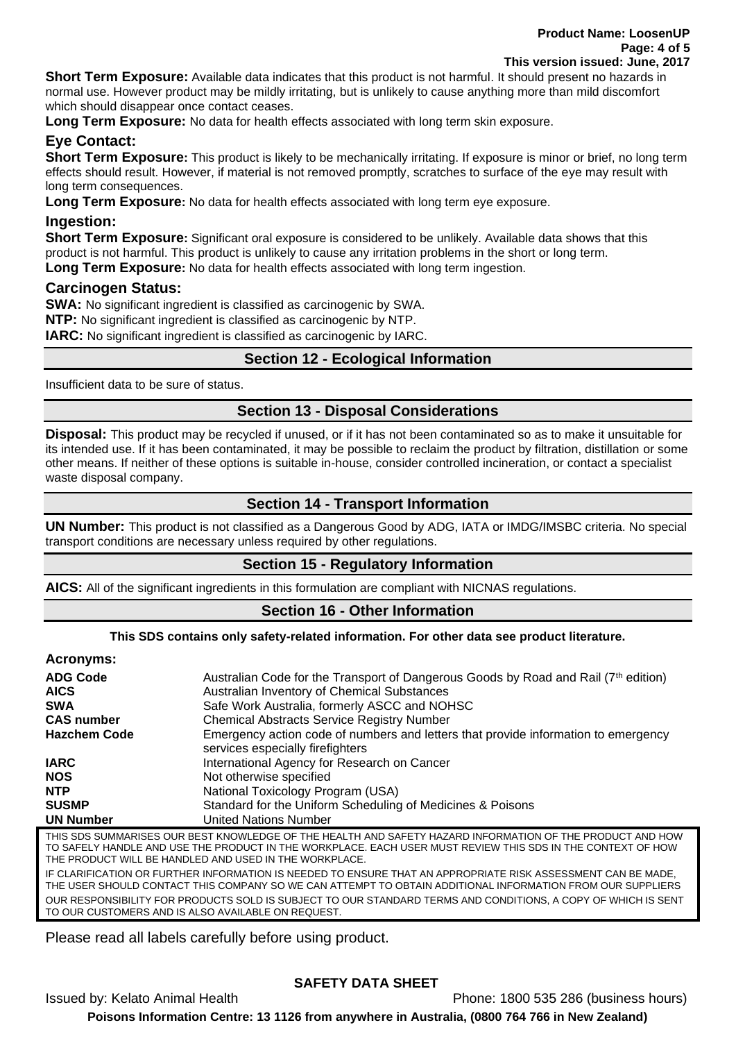**Short Term Exposure:** Available data indicates that this product is not harmful. It should present no hazards in normal use. However product may be mildly irritating, but is unlikely to cause anything more than mild discomfort which should disappear once contact ceases.

**Long Term Exposure:** No data for health effects associated with long term skin exposure.

### Eye Contact:

**Short Term Exposure:** This product is likely to be mechanically irritating. If exposure is minor or brief, no long term effects should result. However, if material is not removed promptly, scratches to surface of the eye may result with long term consequences.

**Long Term Exposure:** No data for health effects associated with long term eye exposure.

### Ingestion:

**Short Term Exposure:** Significant oral exposure is considered to be unlikely. Available data shows that this product is not harmful. This product is unlikely to cause any irritation problems in the short or long term.

**Long Term Exposure:** No data for health effects associated with long term ingestion.

### Carcinogen Status:

**SWA:** No significant ingredient is classified as carcinogenic by SWA.

**NTP:** No significant ingredient is classified as carcinogenic by NTP.

**IARC:** No significant ingredient is classified as carcinogenic by IARC.

## Section 12 - Ecological Information

Insufficient data to be sure of status.

## Section 13 - Disposal Considerations

**Disposal:** This product may be recycled if unused, or if it has not been contaminated so as to make it unsuitable for its intended use. If it has been contaminated, it may be possible to reclaim the product by filtration, distillation or some other means. If neither of these options is suitable in-house, consider controlled incineration, or contact a specialist waste disposal company.

## Section 14 - Transport Information

**UN Number:** This product is not classified as a Dangerous Good by ADG, IATA or IMDG/IMSBC criteria. No special transport conditions are necessary unless required by other regulations.

## Section 15 - Regulatory Information

**AICS:** All of the significant ingredients in this formulation are compliant with NICNAS regulations.

## Section 16 - Other Information

**This SDS contains only safety-related information. For other data see product literature.**

### Acronyms:

| | |
|---|---|
| **ADG Code** | Australian Code for the Transport of Dangerous Goods by Road and Rail (7th edition) |
| **AICS** | Australian Inventory of Chemical Substances |
| **SWA** | Safe Work Australia, formerly ASCC and NOHSC |
| **CAS number** | Chemical Abstracts Service Registry Number |
| **Hazchem Code** | Emergency action code of numbers and letters that provide information to emergency services especially firefighters |
| **IARC** | International Agency for Research on Cancer |
| **NOS** | Not otherwise specified |
| **NTP** | National Toxicology Program (USA) |
| **SUSMP** | Standard for the Uniform Scheduling of Medicines & Poisons |
| **UN Number** | United Nations Number |

THIS SDS SUMMARISES OUR BEST KNOWLEDGE OF THE HEALTH AND SAFETY HAZARD INFORMATION OF THE PRODUCT AND HOW TO SAFELY HANDLE AND USE THE PRODUCT IN THE WORKPLACE. EACH USER MUST REVIEW THIS SDS IN THE CONTEXT OF HOW THE PRODUCT WILL BE HANDLED AND USED IN THE WORKPLACE.

IF CLARIFICATION OR FURTHER INFORMATION IS NEEDED TO ENSURE THAT AN APPROPRIATE RISK ASSESSMENT CAN BE MADE, THE USER SHOULD CONTACT THIS COMPANY SO WE CAN ATTEMPT TO OBTAIN ADDITIONAL INFORMATION FROM OUR SUPPLIERS

OUR RESPONSIBILITY FOR PRODUCTS SOLD IS SUBJECT TO OUR STANDARD TERMS AND CONDITIONS, A COPY OF WHICH IS SENT TO OUR CUSTOMERS AND IS ALSO AVAILABLE ON REQUEST.

Please read all labels carefully before using product.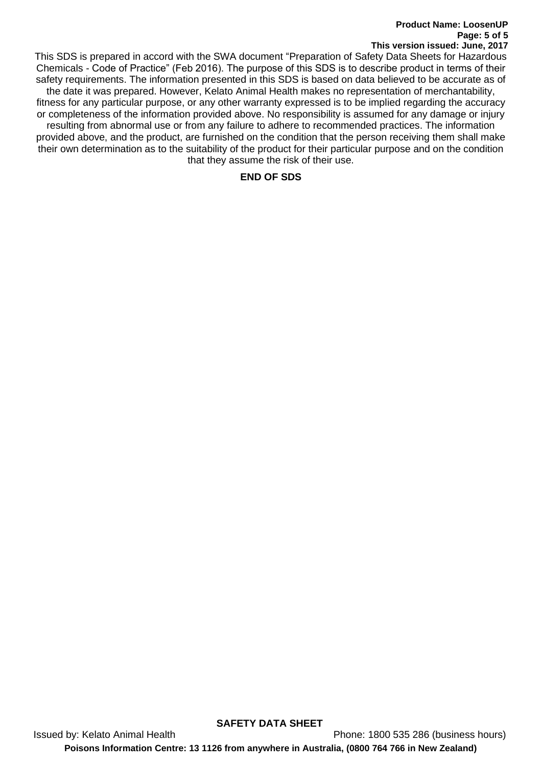This SDS is prepared in accord with the SWA document "Preparation of Safety Data Sheets for Hazardous Chemicals - Code of Practice" (Feb 2016). The purpose of this SDS is to describe product in terms of their safety requirements. The information presented in this SDS is based on data believed to be accurate as of the date it was prepared. However, Kelato Animal Health makes no representation of merchantability, fitness for any particular purpose, or any other warranty expressed is to be implied regarding the accuracy or completeness of the information provided above. No responsibility is assumed for any damage or injury resulting from abnormal use or from any failure to adhere to recommended practices. The information provided above, and the product, are furnished on the condition that the person receiving them shall make their own determination as to the suitability of the product for their particular purpose and on the condition that they assume the risk of their use.

**END OF SDS**